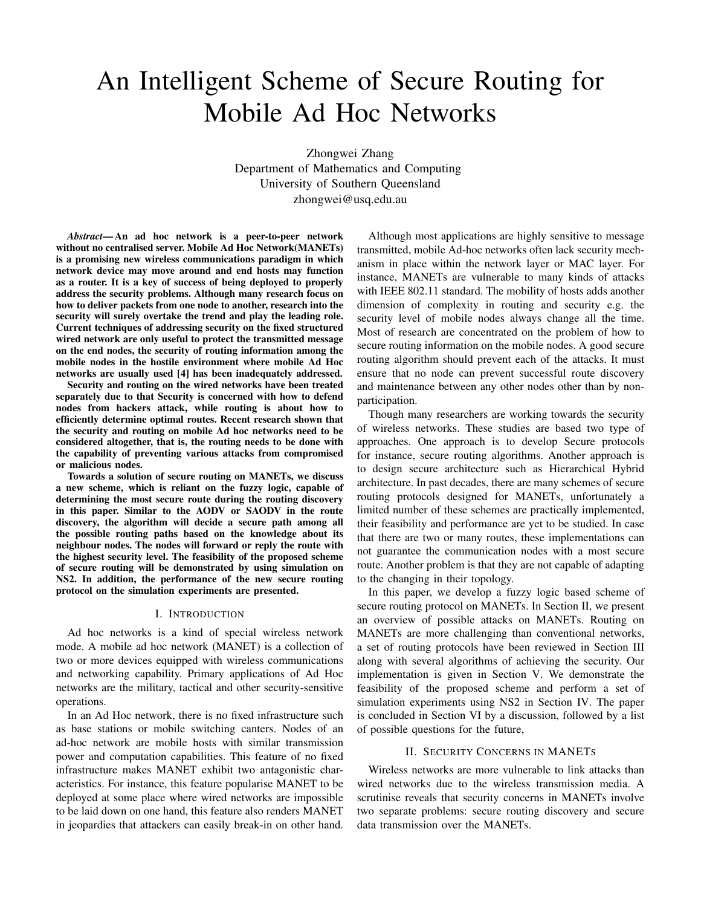# An Intelligent Scheme of Secure Routing for Mobile Ad Hoc Networks

Zhongwei Zhang
Department of Mathematics and Computing
University of Southern Queensland
zhongwei@usq.edu.au

***Abstract*— An ad hoc network is a peer-to-peer network without no centralised server. Mobile Ad Hoc Network(MANETs) is a promising new wireless communications paradigm in which network device may move around and end hosts may function as a router. It is a key of success of being deployed to properly address the security problems. Although many research focus on how to deliver packets from one node to another, research into the security will surely overtake the trend and play the leading role. Current techniques of addressing security on the fixed structured wired network are only useful to protect the transmitted message on the end nodes, the security of routing information among the mobile nodes in the hostile environment where mobile Ad Hoc networks are usually used [4] has been inadequately addressed.**

**Security and routing on the wired networks have been treated separately due to that Security is concerned with how to defend nodes from hackers attack, while routing is about how to efficiently determine optimal routes. Recent research shown that the security and routing on mobile Ad hoc networks need to be considered altogether, that is, the routing needs to be done with the capability of preventing various attacks from compromised or malicious nodes.**

**Towards a solution of secure routing on MANETs, we discuss a new scheme, which is reliant on the fuzzy logic, capable of determining the most secure route during the routing discovery in this paper. Similar to the AODV or SAODV in the route discovery, the algorithm will decide a secure path among all the possible routing paths based on the knowledge about its neighbour nodes. The nodes will forward or reply the route with the highest security level. The feasibility of the proposed scheme of secure routing will be demonstrated by using simulation on NS2. In addition, the performance of the new secure routing protocol on the simulation experiments are presented.**

## I. Introduction

Ad hoc networks is a kind of special wireless network mode. A mobile ad hoc network (MANET) is a collection of two or more devices equipped with wireless communications and networking capability. Primary applications of Ad Hoc networks are the military, tactical and other security-sensitive operations.

In an Ad Hoc network, there is no fixed infrastructure such as base stations or mobile switching canters. Nodes of an ad-hoc network are mobile hosts with similar transmission power and computation capabilities. This feature of no fixed infrastructure makes MANET exhibit two antagonistic characteristics. For instance, this feature popularise MANET to be deployed at some place where wired networks are impossible to be laid down on one hand, this feature also renders MANET in jeopardies that attackers can easily break-in on other hand.

Although most applications are highly sensitive to message transmitted, mobile Ad-hoc networks often lack security mechanism in place within the network layer or MAC layer. For instance, MANETs are vulnerable to many kinds of attacks with IEEE 802.11 standard. The mobility of hosts adds another dimension of complexity in routing and security e.g. the security level of mobile nodes always change all the time. Most of research are concentrated on the problem of how to secure routing information on the mobile nodes. A good secure routing algorithm should prevent each of the attacks. It must ensure that no node can prevent successful route discovery and maintenance between any other nodes other than by non-participation.

Though many researchers are working towards the security of wireless networks. These studies are based two type of approaches. One approach is to develop Secure protocols for instance, secure routing algorithms. Another approach is to design secure architecture such as Hierarchical Hybrid architecture. In past decades, there are many schemes of secure routing protocols designed for MANETs, unfortunately a limited number of these schemes are practically implemented, their feasibility and performance are yet to be studied. In case that there are two or many routes, these implementations can not guarantee the communication nodes with a most secure route. Another problem is that they are not capable of adapting to the changing in their topology.

In this paper, we develop a fuzzy logic based scheme of secure routing protocol on MANETs. In Section II, we present an overview of possible attacks on MANETs. Routing on MANETs are more challenging than conventional networks, a set of routing protocols have been reviewed in Section III along with several algorithms of achieving the security. Our implementation is given in Section V. We demonstrate the feasibility of the proposed scheme and perform a set of simulation experiments using NS2 in Section IV. The paper is concluded in Section VI by a discussion, followed by a list of possible questions for the future,

## II. Security Concerns in MANETs

Wireless networks are more vulnerable to link attacks than wired networks due to the wireless transmission media. A scrutinise reveals that security concerns in MANETs involve two separate problems: secure routing discovery and secure data transmission over the MANETs.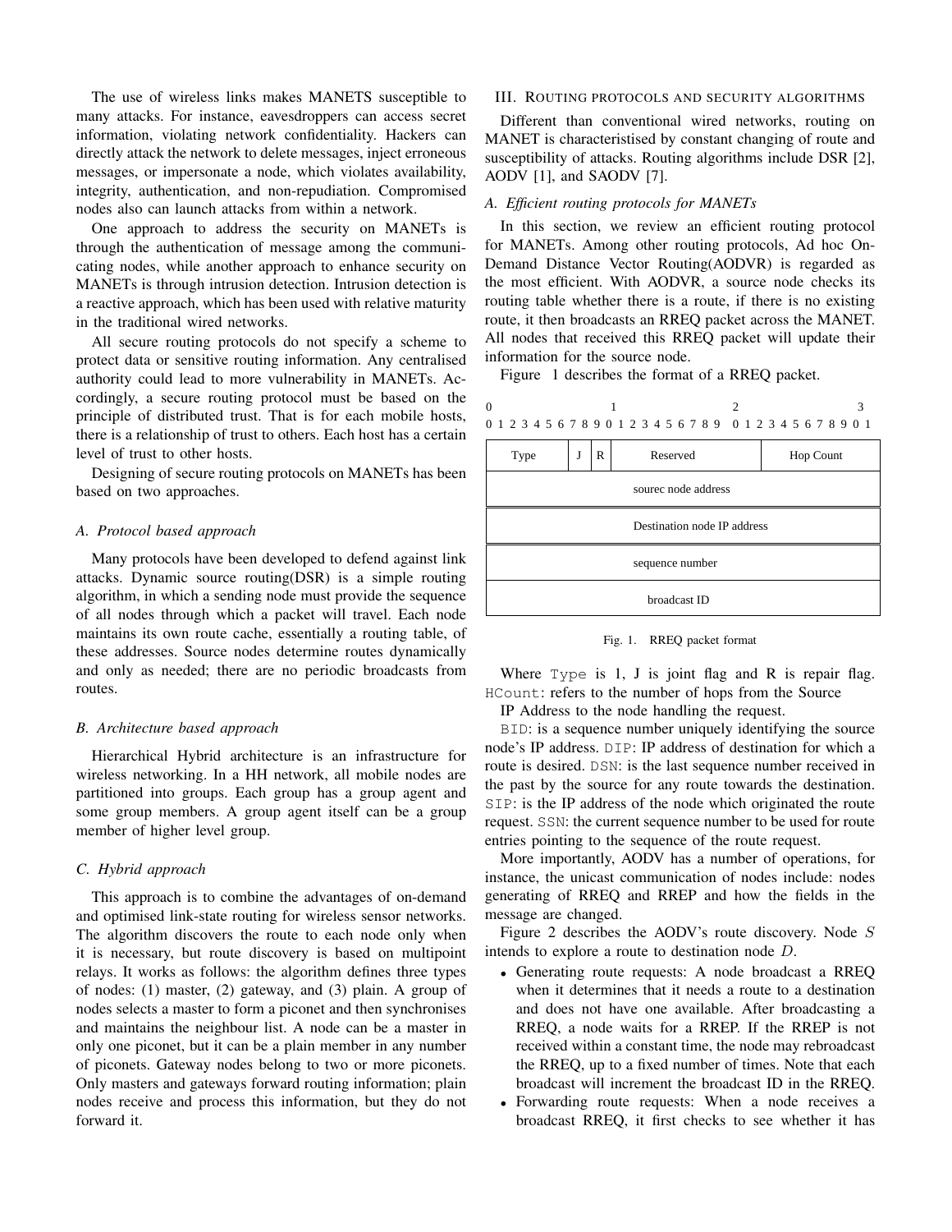The use of wireless links makes MANETS susceptible to many attacks. For instance, eavesdroppers can access secret information, violating network confidentiality. Hackers can directly attack the network to delete messages, inject erroneous messages, or impersonate a node, which violates availability, integrity, authentication, and non-repudiation. Compromised nodes also can launch attacks from within a network.

One approach to address the security on MANETs is through the authentication of message among the communicating nodes, while another approach to enhance security on MANETs is through intrusion detection. Intrusion detection is a reactive approach, which has been used with relative maturity in the traditional wired networks.

All secure routing protocols do not specify a scheme to protect data or sensitive routing information. Any centralised authority could lead to more vulnerability in MANETs. Accordingly, a secure routing protocol must be based on the principle of distributed trust. That is for each mobile hosts, there is a relationship of trust to others. Each host has a certain level of trust to other hosts.

Designing of secure routing protocols on MANETs has been based on two approaches.

### *A. Protocol based approach*

Many protocols have been developed to defend against link attacks. Dynamic source routing(DSR) is a simple routing algorithm, in which a sending node must provide the sequence of all nodes through which a packet will travel. Each node maintains its own route cache, essentially a routing table, of these addresses. Source nodes determine routes dynamically and only as needed; there are no periodic broadcasts from routes.

### *B. Architecture based approach*

Hierarchical Hybrid architecture is an infrastructure for wireless networking. In a HH network, all mobile nodes are partitioned into groups. Each group has a group agent and some group members. A group agent itself can be a group member of higher level group.

### *C. Hybrid approach*

This approach is to combine the advantages of on-demand and optimised link-state routing for wireless sensor networks. The algorithm discovers the route to each node only when it is necessary, but route discovery is based on multipoint relays. It works as follows: the algorithm defines three types of nodes: (1) master, (2) gateway, and (3) plain. A group of nodes selects a master to form a piconet and then synchronises and maintains the neighbour list. A node can be a master in only one piconet, but it can be a plain member in any number of piconets. Gateway nodes belong to two or more piconets. Only masters and gateways forward routing information; plain nodes receive and process this information, but they do not forward it.

## III. Routing protocols and security algorithms

Different than conventional wired networks, routing on MANET is characterisitised by constant changing of route and susceptibility of attacks. Routing algorithms include DSR [2], AODV [1], and SAODV [7].

### *A. Efficient routing protocols for MANETs*

In this section, we review an efficient routing protocol for MANETs. Among other routing protocols, Ad hoc On-Demand Distance Vector Routing(AODVR) is regarded as the most efficient. With AODVR, a source node checks its routing table whether there is a route, if there is no existing route, it then broadcasts an RREQ packet across the MANET. All nodes that received this RREQ packet will update their information for the source node.

Figure 1 describes the format of a RREQ packet.

| 0 1 2 3 4 5 6 7 | 8 | 9 | 0 1 2 3 4 5 6 7 8 9 0 1 2 3 | 4 5 6 7 8 9 0 1 |
|---|---|---|---|---|
| Type | J | R | Reserved | Hop Count |
| sourec node address | | | | |
| Destination node IP address | | | | |
| sequence number | | | | |
| broadcast ID | | | | |

Fig. 1. RREQ packet format

Where `Type` is 1, J is joint flag and R is repair flag. `HCount`: refers to the number of hops from the Source IP Address to the node handling the request.

`BID`: is a sequence number uniquely identifying the source node's IP address. `DIP`: IP address of destination for which a route is desired. `DSN`: is the last sequence number received in the past by the source for any route towards the destination. `SIP`: is the IP address of the node which originated the route request. `SSN`: the current sequence number to be used for route entries pointing to the sequence of the route request.

More importantly, AODV has a number of operations, for instance, the unicast communication of nodes include: nodes generating of RREQ and RREP and how the fields in the message are changed.

Figure 2 describes the AODV's route discovery. Node $S$ intends to explore a route to destination node $D$.

- Generating route requests: A node broadcast a RREQ when it determines that it needs a route to a destination and does not have one available. After broadcasting a RREQ, a node waits for a RREP. If the RREP is not received within a constant time, the node may rebroadcast the RREQ, up to a fixed number of times. Note that each broadcast will increment the broadcast ID in the RREQ.
- Forwarding route requests: When a node receives a broadcast RREQ, it first checks to see whether it has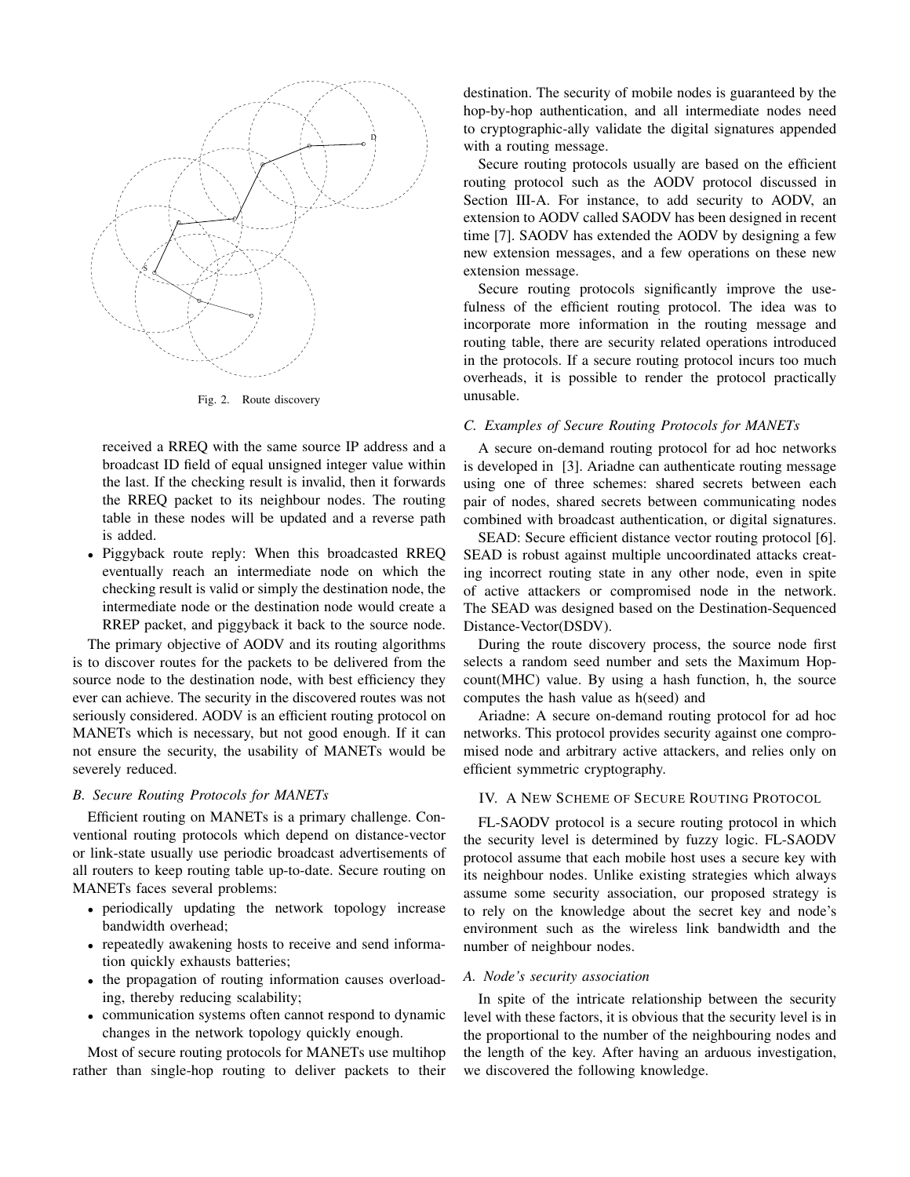Fig. 2. Route discovery

received a RREQ with the same source IP address and a broadcast ID field of equal unsigned integer value within the last. If the checking result is invalid, then it forwards the RREQ packet to its neighbour nodes. The routing table in these nodes will be updated and a reverse path is added.

- Piggyback route reply: When this broadcasted RREQ eventually reach an intermediate node on which the checking result is valid or simply the destination node, the intermediate node or the destination node would create a RREP packet, and piggyback it back to the source node.

The primary objective of AODV and its routing algorithms is to discover routes for the packets to be delivered from the source node to the destination node, with best efficiency they ever can achieve. The security in the discovered routes was not seriously considered. AODV is an efficient routing protocol on MANETs which is necessary, but not good enough. If it can not ensure the security, the usability of MANETs would be severely reduced.

### *B. Secure Routing Protocols for MANETs*

Efficient routing on MANETs is a primary challenge. Conventional routing protocols which depend on distance-vector or link-state usually use periodic broadcast advertisements of all routers to keep routing table up-to-date. Secure routing on MANETs faces several problems:

- periodically updating the network topology increase bandwidth overhead;
- repeatedly awakening hosts to receive and send information quickly exhausts batteries;
- the propagation of routing information causes overloading, thereby reducing scalability;
- communication systems often cannot respond to dynamic changes in the network topology quickly enough.

Most of secure routing protocols for MANETs use multihop rather than single-hop routing to deliver packets to their destination. The security of mobile nodes is guaranteed by the hop-by-hop authentication, and all intermediate nodes need to cryptographic-ally validate the digital signatures appended with a routing message.

Secure routing protocols usually are based on the efficient routing protocol such as the AODV protocol discussed in Section III-A. For instance, to add security to AODV, an extension to AODV called SAODV has been designed in recent time [7]. SAODV has extended the AODV by designing a few new extension messages, and a few operations on these new extension message.

Secure routing protocols significantly improve the usefulness of the efficient routing protocol. The idea was to incorporate more information in the routing message and routing table, there are security related operations introduced in the protocols. If a secure routing protocol incurs too much overheads, it is possible to render the protocol practically unusable.

### *C. Examples of Secure Routing Protocols for MANETs*

A secure on-demand routing protocol for ad hoc networks is developed in [3]. Ariadne can authenticate routing message using one of three schemes: shared secrets between each pair of nodes, shared secrets between communicating nodes combined with broadcast authentication, or digital signatures.

SEAD: Secure efficient distance vector routing protocol [6]. SEAD is robust against multiple uncoordinated attacks creating incorrect routing state in any other node, even in spite of active attackers or compromised node in the network. The SEAD was designed based on the Destination-Sequenced Distance-Vector(DSDV).

During the route discovery process, the source node first selects a random seed number and sets the Maximum Hopcount(MHC) value. By using a hash function, h, the source computes the hash value as h(seed) and

Ariadne: A secure on-demand routing protocol for ad hoc networks. This protocol provides security against one compromised node and arbitrary active attackers, and relies only on efficient symmetric cryptography.

## IV. A New Scheme of Secure Routing Protocol

FL-SAODV protocol is a secure routing protocol in which the security level is determined by fuzzy logic. FL-SAODV protocol assume that each mobile host uses a secure key with its neighbour nodes. Unlike existing strategies which always assume some security association, our proposed strategy is to rely on the knowledge about the secret key and node's environment such as the wireless link bandwidth and the number of neighbour nodes.

### *A. Node's security association*

In spite of the intricate relationship between the security level with these factors, it is obvious that the security level is in the proportional to the number of the neighbouring nodes and the length of the key. After having an arduous investigation, we discovered the following knowledge.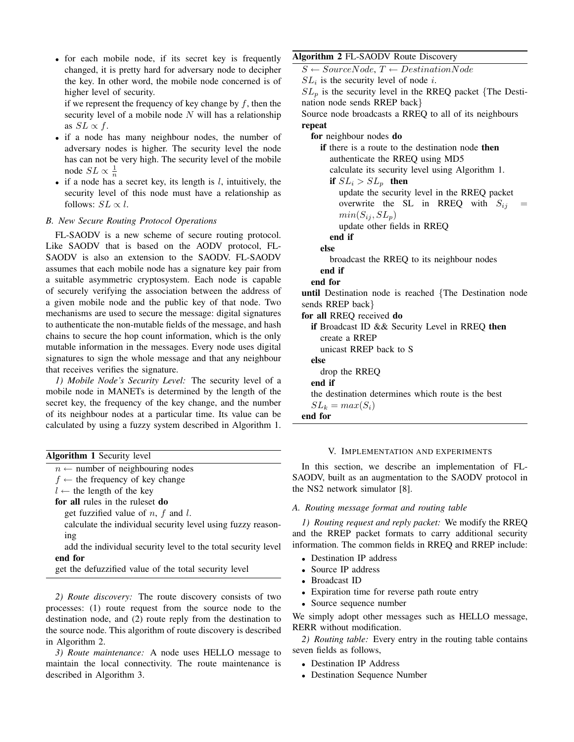- for each mobile node, if its secret key is frequently changed, it is pretty hard for adversary node to decipher the key. In other word, the mobile node concerned is of higher level of security.

  if we represent the frequency of key change by $f$, then the security level of a mobile node $N$ will has a relationship as $SL \propto f$.
- if a node has many neighbour nodes, the number of adversary nodes is higher. The security level the node has can not be very high. The security level of the mobile node $SL \propto \frac{1}{n}$
- if a node has a secret key, its length is $l$, intuitively, the security level of this node must have a relationship as follows: $SL \propto l$.

### B. New Secure Routing Protocol Operations

FL-SAODV is a new scheme of secure routing protocol. Like SAODV that is based on the AODV protocol, FL-SAODV is also an extension to the SAODV. FL-SAODV assumes that each mobile node has a signature key pair from a suitable asymmetric cryptosystem. Each node is capable of securely verifying the association between the address of a given mobile node and the public key of that node. Two mechanisms are used to secure the message: digital signatures to authenticate the non-mutable fields of the message, and hash chains to secure the hop count information, which is the only mutable information in the messages. Every node uses digital signatures to sign the whole message and that any neighbour that receives verifies the signature.

*1) Mobile Node's Security Level:* The security level of a mobile node in MANETs is determined by the length of the secret key, the frequency of the key change, and the number of its neighbour nodes at a particular time. Its value can be calculated by using a fuzzy system described in Algorithm 1.

**Algorithm 1** Security level

```
n ← number of neighbouring nodes
f ← the frequency of key change
l ← the length of the key
for all rules in the ruleset do
    get fuzzified value of n, f and l.
    calculate the individual security level using fuzzy reasoning
    add the individual security level to the total security level
end for
get the defuzzified value of the total security level
```

*2) Route discovery:* The route discovery consists of two processes: (1) route request from the source node to the destination node, and (2) route reply from the destination to the source node. This algorithm of route discovery is described in Algorithm 2.

*3) Route maintenance:* A node uses HELLO message to maintain the local connectivity. The route maintenance is described in Algorithm 3.

**Algorithm 2** FL-SAODV Route Discovery

```
S ← SourceNode, T ← DestinationNode
SL_i is the security level of node i.
SL_p is the security level in the RREQ packet {The Destination node sends RREP back}
Source node broadcasts a RREQ to all of its neighbours
repeat
    for neighbour nodes do
        if there is a route to the destination node then
            authenticate the RREQ using MD5
            calculate its security level using Algorithm 1.
            if SL_i > SL_p then
                update the security level in the RREQ packet
                overwrite the SL in RREQ with S_ij = min(S_ij, SL_p)
                update other fields in RREQ
            end if
        else
            broadcast the RREQ to its neighbour nodes
        end if
    end for
until Destination node is reached {The Destination node sends RREP back}
for all RREQ received do
    if Broadcast ID && Security Level in RREQ then
        create a RREP
        unicast RREP back to S
    else
        drop the RREQ
    end if
    the destination determines which route is the best
    SL_k = max(S_i)
end for
```

## V. Implementation and experiments

In this section, we describe an implementation of FL-SAODV, built as an augmentation to the SAODV protocol in the NS2 network simulator [8].

### A. Routing message format and routing table

*1) Routing request and reply packet:* We modify the RREQ and the RREP packet formats to carry additional security information. The common fields in RREQ and RREP include:

- Destination IP address
- Source IP address
- Broadcast ID
- Expiration time for reverse path route entry
- Source sequence number

We simply adopt other messages such as HELLO message, RERR without modification.

*2) Routing table:* Every entry in the routing table contains seven fields as follows,

- Destination IP Address
- Destination Sequence Number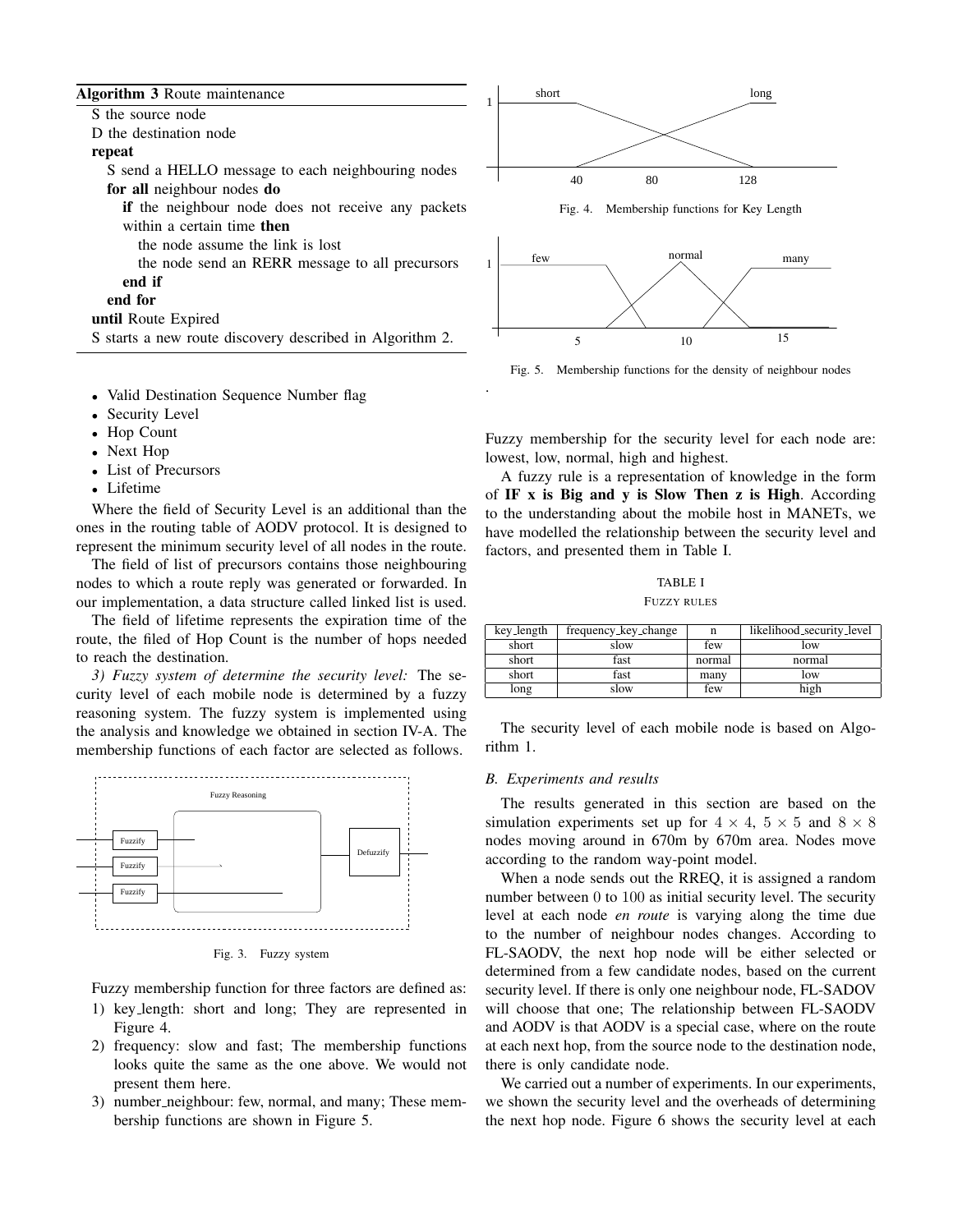**Algorithm 3** Route maintenance

S the source node
D the destination node
**repeat**
  S send a HELLO message to each neighbouring nodes
  **for all** neighbour nodes **do**
    **if** the neighbour node does not receive any packets within a certain time **then**
      the node assume the link is lost
      the node send an RERR message to all precursors
    **end if**
  **end for**
**until** Route Expired
S starts a new route discovery described in Algorithm 2.

- Valid Destination Sequence Number flag
- Security Level
- Hop Count
- Next Hop
- List of Precursors
- Lifetime

Where the field of Security Level is an additional than the ones in the routing table of AODV protocol. It is designed to represent the minimum security level of all nodes in the route.

The field of list of precursors contains those neighbouring nodes to which a route reply was generated or forwarded. In our implementation, a data structure called linked list is used.

The field of lifetime represents the expiration time of the route, the filed of Hop Count is the number of hops needed to reach the destination.

*3) Fuzzy system of determine the security level:* The security level of each mobile node is determined by a fuzzy reasoning system. The fuzzy system is implemented using the analysis and knowledge we obtained in section IV-A. The membership functions of each factor are selected as follows.

Fig. 3. Fuzzy system

Fuzzy membership function for three factors are defined as:

1) key_length: short and long; They are represented in Figure 4.
2) frequency: slow and fast; The membership functions looks quite the same as the one above. We would not present them here.
3) number_neighbour: few, normal, and many; These membership functions are shown in Figure 5.

Fig. 4. Membership functions for Key Length

Fig. 5. Membership functions for the density of neighbour nodes

Fuzzy membership for the security level for each node are: lowest, low, normal, high and highest.

A fuzzy rule is a representation of knowledge in the form of **IF x is Big and y is Slow Then z is High**. According to the understanding about the mobile host in MANETs, we have modelled the relationship between the security level and factors, and presented them in Table I.

TABLE I
FUZZY RULES

| key_length | frequency_key_change | n | likelihood_security_level |
|---|---|---|---|
| short | slow | few | low |
| short | fast | normal | normal |
| short | fast | many | low |
| long | slow | few | high |

The security level of each mobile node is based on Algorithm 1.

### B. Experiments and results

The results generated in this section are based on the simulation experiments set up for $4 \times 4$, $5 \times 5$ and $8 \times 8$ nodes moving around in 670m by 670m area. Nodes move according to the random way-point model.

When a node sends out the RREQ, it is assigned a random number between 0 to 100 as initial security level. The security level at each node *en route* is varying along the time due to the number of neighbour nodes changes. According to FL-SAODV, the next hop node will be either selected or determined from a few candidate nodes, based on the current security level. If there is only one neighbour node, FL-SADOV will choose that one; The relationship between FL-SAODV and AODV is that AODV is a special case, where on the route at each next hop, from the source node to the destination node, there is only candidate node.

We carried out a number of experiments. In our experiments, we shown the security level and the overheads of determining the next hop node. Figure 6 shows the security level at each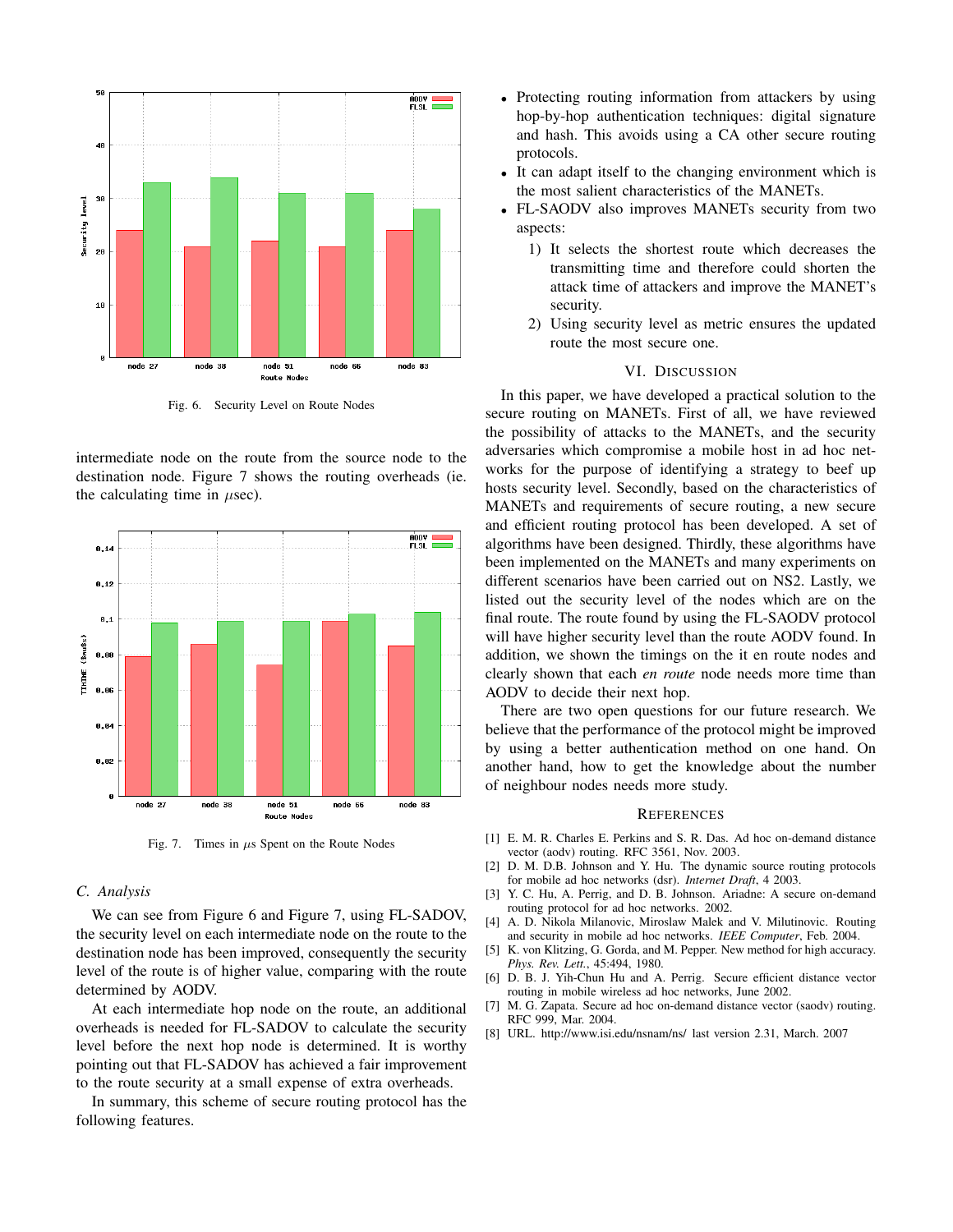50

40

30

20

10

0

Security level

AODV
FLSL

node 27 node 38 node 51 node 66 node 83

Route Nodes

Fig. 6. Security Level on Route Nodes

intermediate node on the route from the source node to the destination node. Figure 7 shows the routing overheads (ie. the calculating time in $\mu$sec).

0.14

0.12

0.1

0.08

0.06

0.04

0.02

0

TIME ($mu$s)

AODV
FLSL

node 27 node 38 node 51 node 66 node 83

Route Nodes

Fig. 7. Times in $\mu$s Spent on the Route Nodes

### C. Analysis

We can see from Figure 6 and Figure 7, using FL-SADOV, the security level on each intermediate node on the route to the destination node has been improved, consequently the security level of the route is of higher value, comparing with the route determined by AODV.

At each intermediate hop node on the route, an additional overheads is needed for FL-SADOV to calculate the security level before the next hop node is determined. It is worthy pointing out that FL-SADOV has achieved a fair improvement to the route security at a small expense of extra overheads.

In summary, this scheme of secure routing protocol has the following features.

- Protecting routing information from attackers by using hop-by-hop authentication techniques: digital signature and hash. This avoids using a CA other secure routing protocols.
- It can adapt itself to the changing environment which is the most salient characteristics of the MANETs.
- FL-SAODV also improves MANETs security from two aspects:
  1) It selects the shortest route which decreases the transmitting time and therefore could shorten the attack time of attackers and improve the MANET's security.
  2) Using security level as metric ensures the updated route the most secure one.

## VI. Discussion

In this paper, we have developed a practical solution to the secure routing on MANETs. First of all, we have reviewed the possibility of attacks to the MANETs, and the security adversaries which compromise a mobile host in ad hoc networks for the purpose of identifying a strategy to beef up hosts security level. Secondly, based on the characteristics of MANETs and requirements of secure routing, a new secure and efficient routing protocol has been developed. A set of algorithms have been designed. Thirdly, these algorithms have been implemented on the MANETs and many experiments on different scenarios have been carried out on NS2. Lastly, we listed out the security level of the nodes which are on the final route. The route found by using the FL-SAODV protocol will have higher security level than the route AODV found. In addition, we shown the timings on the it en route nodes and clearly shown that each *en route* node needs more time than AODV to decide their next hop.

There are two open questions for our future research. We believe that the performance of the protocol might be improved by using a better authentication method on one hand. On another hand, how to get the knowledge about the number of neighbour nodes needs more study.

## References

[1] E. M. R. Charles E. Perkins and S. R. Das. Ad hoc on-demand distance vector (aodv) routing. RFC 3561, Nov. 2003.

[2] D. M. D.B. Johnson and Y. Hu. The dynamic source routing protocols for mobile ad hoc networks (dsr). *Internet Draft*, 4 2003.

[3] Y. C. Hu, A. Perrig, and D. B. Johnson. Ariadne: A secure on-demand routing protocol for ad hoc networks. 2002.

[4] A. D. Nikola Milanovic, Miroslaw Malek and V. Milutinovic. Routing and security in mobile ad hoc networks. *IEEE Computer*, Feb. 2004.

[5] K. von Klitzing, G. Gorda, and M. Pepper. New method for high accuracy. *Phys. Rev. Lett.*, 45:494, 1980.

[6] D. B. J. Yih-Chun Hu and A. Perrig. Secure efficient distance vector routing in mobile wireless ad hoc networks, June 2002.

[7] M. G. Zapata. Secure ad hoc on-demand distance vector (saodv) routing. RFC 999, Mar. 2004.

[8] URL. http://www.isi.edu/nsnam/ns/ last version 2.31, March. 2007